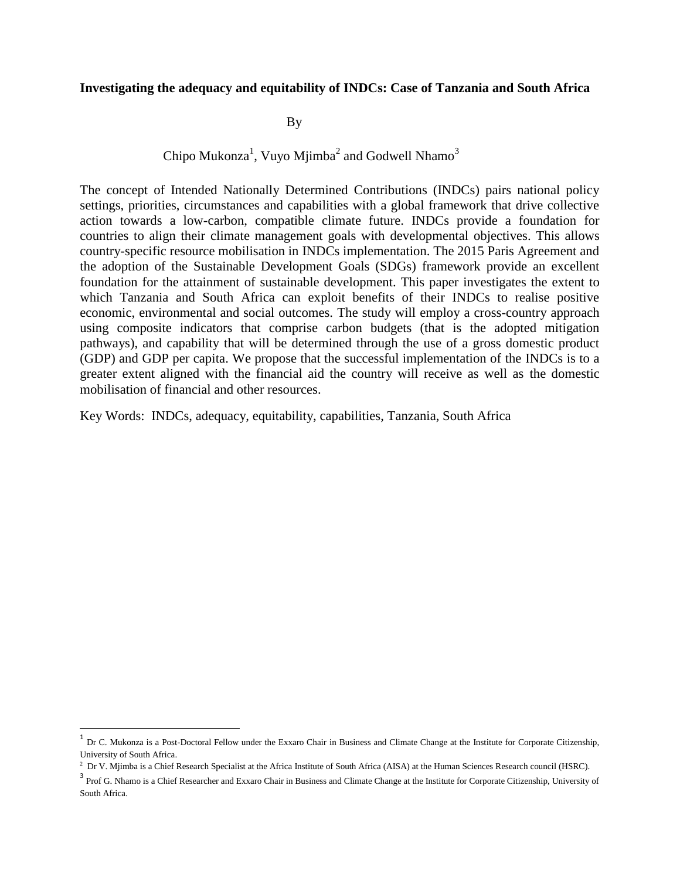# Investigating the adequacy and equitability of INDCs: Case of Tanzania and South Africa

By

Chipo Mukonza[1], Vuyo Mjimba[2] and Godwell Nhamo[3]

The concept of Intended Nationally Determined Contributions (INDCs) pairs national policy settings, priorities, circumstances and capabilities with a global framework that drive collective action towards a low-carbon, compatible climate future. INDCs provide a foundation for countries to align their climate management goals with developmental objectives. This allows country-specific resource mobilisation in INDCs implementation. The 2015 Paris Agreement and the adoption of the Sustainable Development Goals (SDGs) framework provide an excellent foundation for the attainment of sustainable development. This paper investigates the extent to which Tanzania and South Africa can exploit benefits of their INDCs to realise positive economic, environmental and social outcomes. The study will employ a cross-country approach using composite indicators that comprise carbon budgets (that is the adopted mitigation pathways), and capability that will be determined through the use of a gross domestic product (GDP) and GDP per capita. We propose that the successful implementation of the INDCs is to a greater extent aligned with the financial aid the country will receive as well as the domestic mobilisation of financial and other resources.

Key Words: INDCs, adequacy, equitability, capabilities, Tanzania, South Africa

---

[1] Dr C. Mukonza is a Post-Doctoral Fellow under the Exxaro Chair in Business and Climate Change at the Institute for Corporate Citizenship, University of South Africa.

[2] Dr V. Mjimba is a Chief Research Specialist at the Africa Institute of South Africa (AISA) at the Human Sciences Research council (HSRC).

[3] Prof G. Nhamo is a Chief Researcher and Exxaro Chair in Business and Climate Change at the Institute for Corporate Citizenship, University of South Africa.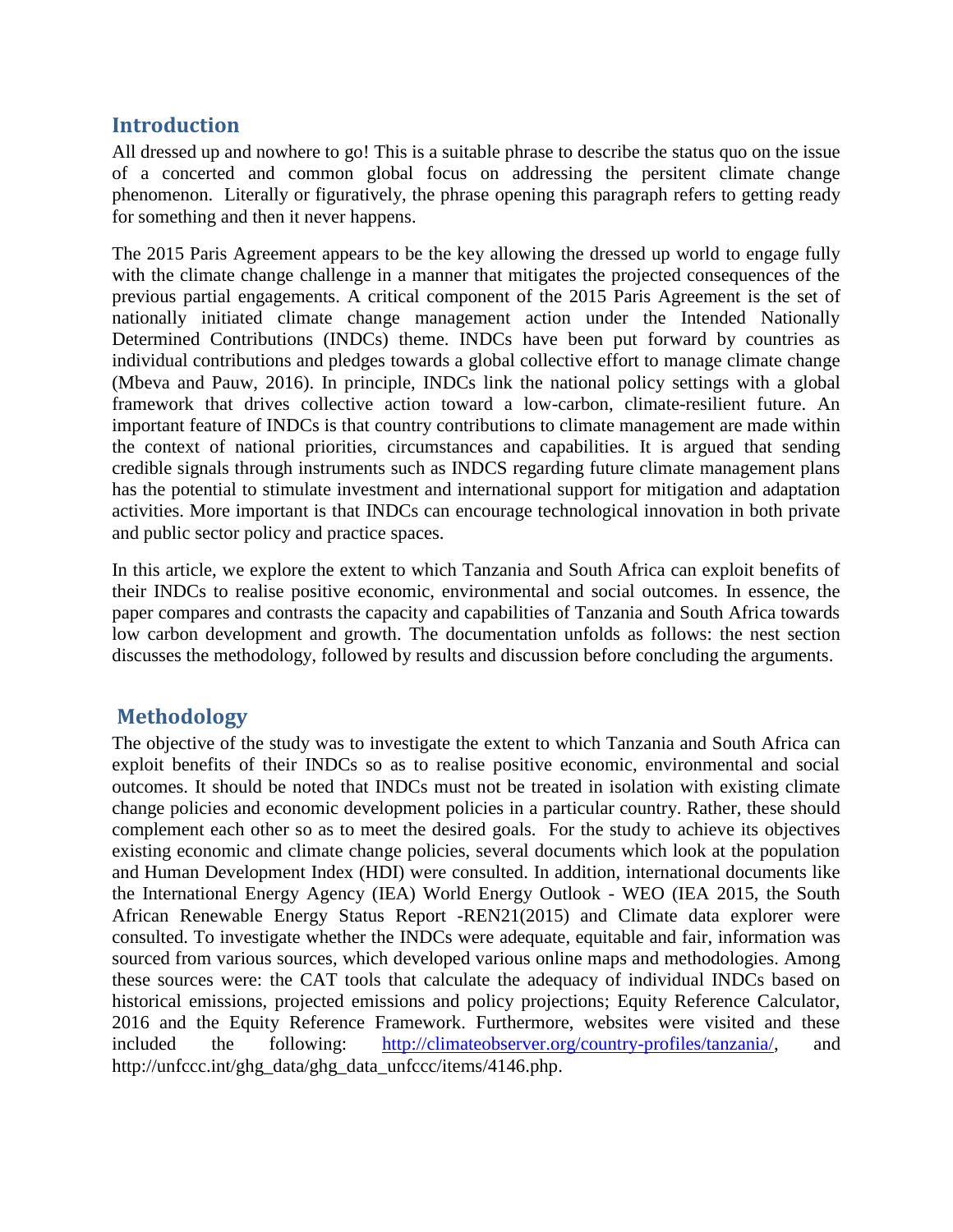## Introduction

All dressed up and nowhere to go! This is a suitable phrase to describe the status quo on the issue of a concerted and common global focus on addressing the persitent climate change phenomenon. Literally or figuratively, the phrase opening this paragraph refers to getting ready for something and then it never happens.

The 2015 Paris Agreement appears to be the key allowing the dressed up world to engage fully with the climate change challenge in a manner that mitigates the projected consequences of the previous partial engagements. A critical component of the 2015 Paris Agreement is the set of nationally initiated climate change management action under the Intended Nationally Determined Contributions (INDCs) theme. INDCs have been put forward by countries as individual contributions and pledges towards a global collective effort to manage climate change (Mbeva and Pauw, 2016). In principle, INDCs link the national policy settings with a global framework that drives collective action toward a low-carbon, climate-resilient future. An important feature of INDCs is that country contributions to climate management are made within the context of national priorities, circumstances and capabilities. It is argued that sending credible signals through instruments such as INDCS regarding future climate management plans has the potential to stimulate investment and international support for mitigation and adaptation activities. More important is that INDCs can encourage technological innovation in both private and public sector policy and practice spaces.

In this article, we explore the extent to which Tanzania and South Africa can exploit benefits of their INDCs to realise positive economic, environmental and social outcomes. In essence, the paper compares and contrasts the capacity and capabilities of Tanzania and South Africa towards low carbon development and growth. The documentation unfolds as follows: the nest section discusses the methodology, followed by results and discussion before concluding the arguments.

## Methodology

The objective of the study was to investigate the extent to which Tanzania and South Africa can exploit benefits of their INDCs so as to realise positive economic, environmental and social outcomes. It should be noted that INDCs must not be treated in isolation with existing climate change policies and economic development policies in a particular country. Rather, these should complement each other so as to meet the desired goals. For the study to achieve its objectives existing economic and climate change policies, several documents which look at the population and Human Development Index (HDI) were consulted. In addition, international documents like the International Energy Agency (IEA) World Energy Outlook - WEO (IEA 2015, the South African Renewable Energy Status Report -REN21(2015) and Climate data explorer were consulted. To investigate whether the INDCs were adequate, equitable and fair, information was sourced from various sources, which developed various online maps and methodologies. Among these sources were: the CAT tools that calculate the adequacy of individual INDCs based on historical emissions, projected emissions and policy projections; Equity Reference Calculator, 2016 and the Equity Reference Framework. Furthermore, websites were visited and these included the following: http://climateobserver.org/country-profiles/tanzania/, and http://unfccc.int/ghg_data/ghg_data_unfccc/items/4146.php.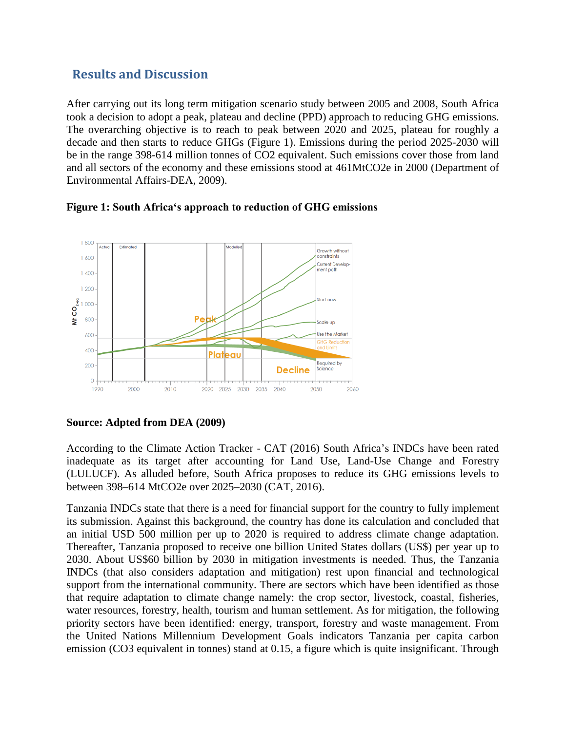## Results and Discussion

After carrying out its long term mitigation scenario study between 2005 and 2008, South Africa took a decision to adopt a peak, plateau and decline (PPD) approach to reducing GHG emissions. The overarching objective is to reach to peak between 2020 and 2025, plateau for roughly a decade and then starts to reduce GHGs (Figure 1). Emissions during the period 2025-2030 will be in the range 398-614 million tonnes of CO2 equivalent. Such emissions cover those from land and all sectors of the economy and these emissions stood at 461MtCO2e in 2000 (Department of Environmental Affairs-DEA, 2009).

**Figure 1: South Africa's approach to reduction of GHG emissions**

**Source: Adpted from DEA (2009)**

According to the Climate Action Tracker - CAT (2016) South Africa's INDCs have been rated inadequate as its target after accounting for Land Use, Land-Use Change and Forestry (LULUCF). As alluded before, South Africa proposes to reduce its GHG emissions levels to between 398–614 MtCO2e over 2025–2030 (CAT, 2016).

Tanzania INDCs state that there is a need for financial support for the country to fully implement its submission. Against this background, the country has done its calculation and concluded that an initial USD 500 million per up to 2020 is required to address climate change adaptation. Thereafter, Tanzania proposed to receive one billion United States dollars (US$) per year up to 2030. About US$60 billion by 2030 in mitigation investments is needed. Thus, the Tanzania INDCs (that also considers adaptation and mitigation) rest upon financial and technological support from the international community. There are sectors which have been identified as those that require adaptation to climate change namely: the crop sector, livestock, coastal, fisheries, water resources, forestry, health, tourism and human settlement. As for mitigation, the following priority sectors have been identified: energy, transport, forestry and waste management. From the United Nations Millennium Development Goals indicators Tanzania per capita carbon emission (CO3 equivalent in tonnes) stand at 0.15, a figure which is quite insignificant. Through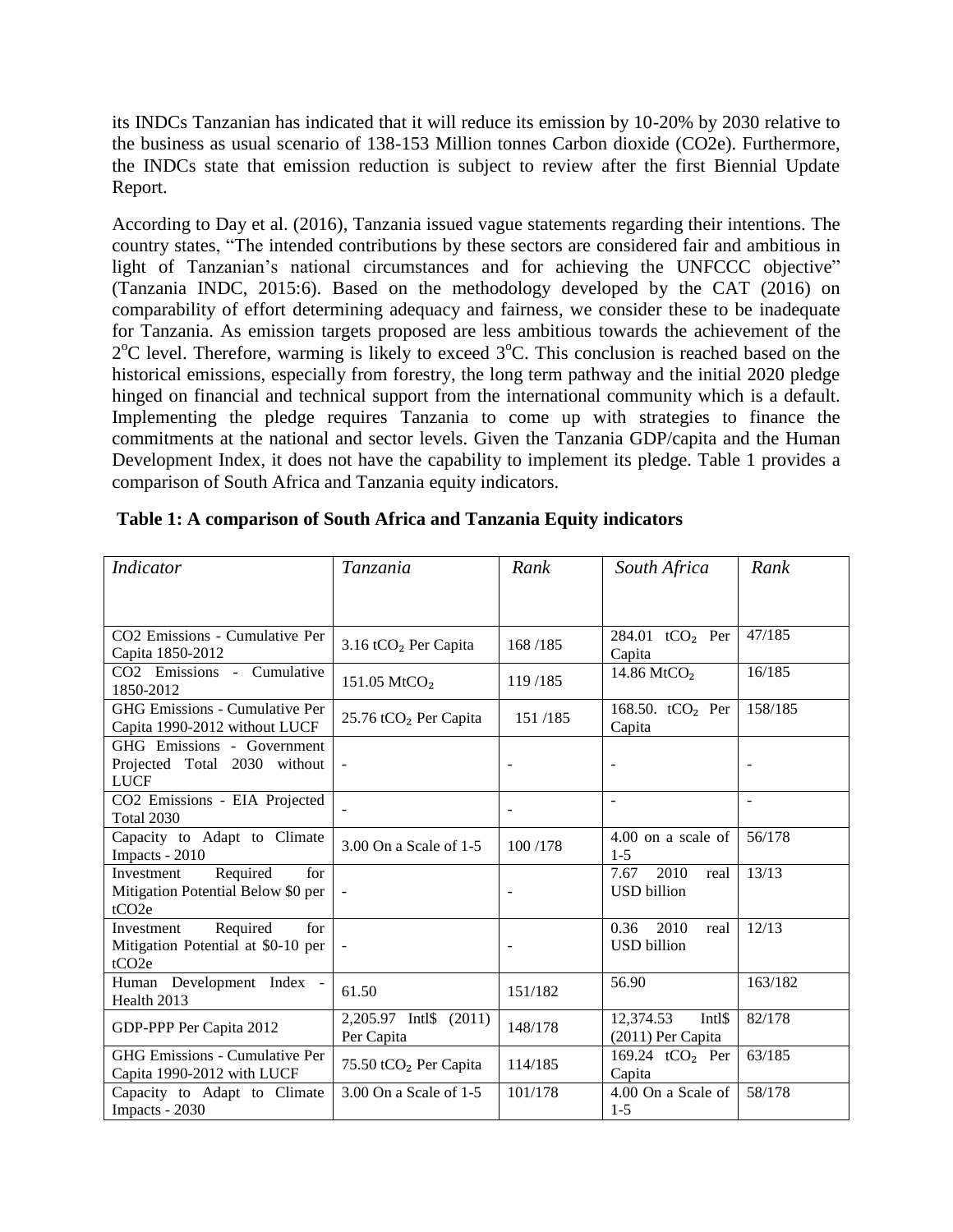its INDCs Tanzanian has indicated that it will reduce its emission by 10-20% by 2030 relative to the business as usual scenario of 138-153 Million tonnes Carbon dioxide (CO2e). Furthermore, the INDCs state that emission reduction is subject to review after the first Biennial Update Report.

According to Day et al. (2016), Tanzania issued vague statements regarding their intentions. The country states, "The intended contributions by these sectors are considered fair and ambitious in light of Tanzanian's national circumstances and for achieving the UNFCCC objective" (Tanzania INDC, 2015:6). Based on the methodology developed by the CAT (2016) on comparability of effort determining adequacy and fairness, we consider these to be inadequate for Tanzania. As emission targets proposed are less ambitious towards the achievement of the $2^{o}$C level. Therefore, warming is likely to exceed $3^{o}$C. This conclusion is reached based on the historical emissions, especially from forestry, the long term pathway and the initial 2020 pledge hinged on financial and technical support from the international community which is a default. Implementing the pledge requires Tanzania to come up with strategies to finance the commitments at the national and sector levels. Given the Tanzania GDP/capita and the Human Development Index, it does not have the capability to implement its pledge. Table 1 provides a comparison of South Africa and Tanzania equity indicators.

**Table 1: A comparison of South Africa and Tanzania Equity indicators**

| *Indicator* | *Tanzania* | *Rank* | *South Africa* | *Rank* |
|---|---|---|---|---|
| CO2 Emissions - Cumulative Per Capita 1850-2012 | 3.16 $tCO_2$ Per Capita | 168 /185 | 284.01 $tCO_2$ Per Capita | 47/185 |
| CO2 Emissions - Cumulative 1850-2012 | 151.05 $MtCO_2$ | 119 /185 | 14.86 $MtCO_2$ | 16/185 |
| GHG Emissions - Cumulative Per Capita 1990-2012 without LUCF | 25.76 $tCO_2$ Per Capita | 151 /185 | 168.50. $tCO_2$ Per Capita | 158/185 |
| GHG Emissions - Government Projected Total 2030 without LUCF | - | - | - | - |
| CO2 Emissions - EIA Projected Total 2030 | - | - | - | - |
| Capacity to Adapt to Climate Impacts - 2010 | 3.00 On a Scale of 1-5 | 100 /178 | 4.00 on a scale of 1-5 | 56/178 |
| Investment Required for Mitigation Potential Below $0 per tCO2e | - | - | 7.67 2010 real USD billion | 13/13 |
| Investment Required for Mitigation Potential at $0-10 per tCO2e | - | - | 0.36 2010 real USD billion | 12/13 |
| Human Development Index - Health 2013 | 61.50 | 151/182 | 56.90 | 163/182 |
| GDP-PPP Per Capita 2012 | 2,205.97 Intl$ (2011) Per Capita | 148/178 | 12,374.53 Intl$ (2011) Per Capita | 82/178 |
| GHG Emissions - Cumulative Per Capita 1990-2012 with LUCF | 75.50 $tCO_2$ Per Capita | 114/185 | 169.24 $tCO_2$ Per Capita | 63/185 |
| Capacity to Adapt to Climate Impacts - 2030 | 3.00 On a Scale of 1-5 | 101/178 | 4.00 On a Scale of 1-5 | 58/178 |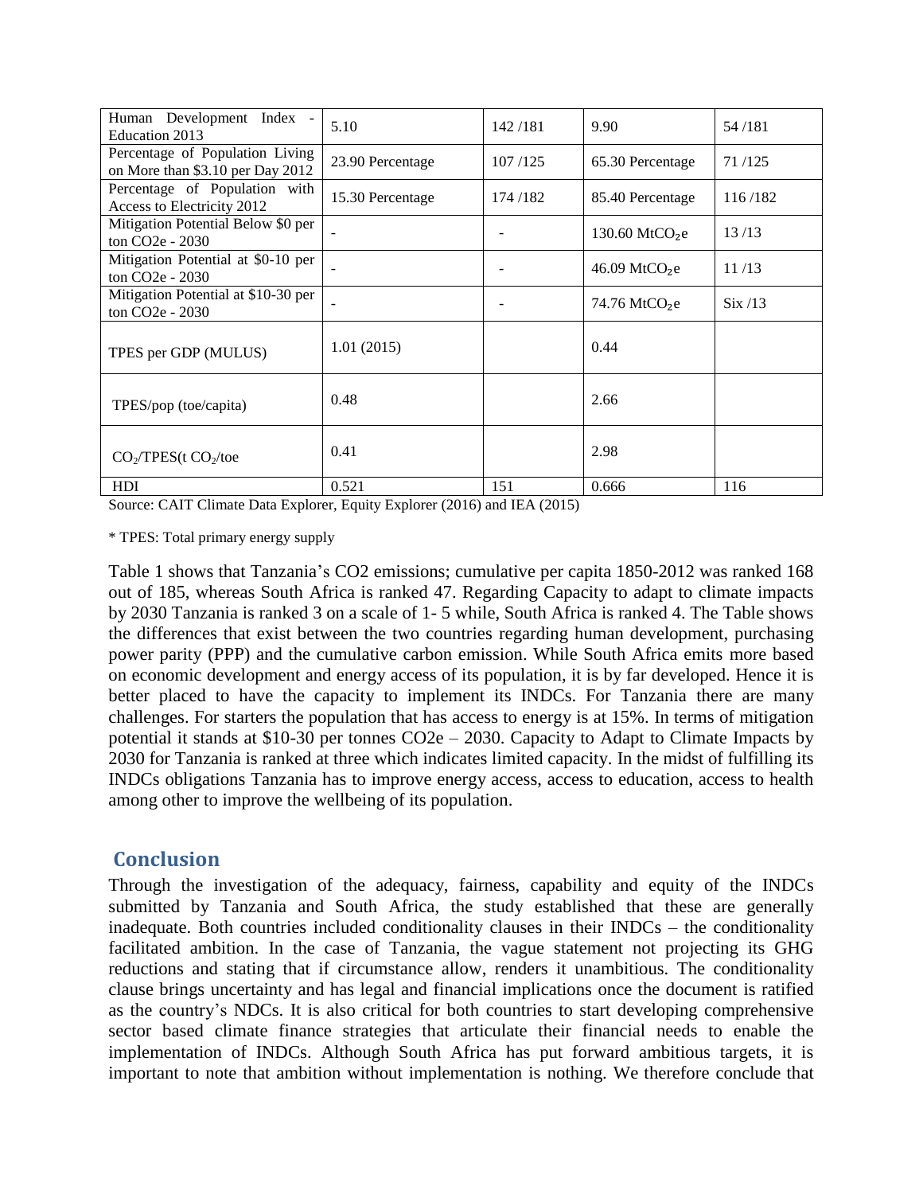| Human Development Index - Education 2013 | 5.10 | 142 /181 | 9.90 | 54 /181 |
|---|---|---|---|---|
| Percentage of Population Living on More than \$3.10 per Day 2012 | 23.90 Percentage | 107 /125 | 65.30 Percentage | 71 /125 |
| Percentage of Population with Access to Electricity 2012 | 15.30 Percentage | 174 /182 | 85.40 Percentage | 116 /182 |
| Mitigation Potential Below \$0 per ton CO2e - 2030 | - | - | 130.60 $MtCO_2e$ | 13 /13 |
| Mitigation Potential at \$0-10 per ton CO2e - 2030 | - | - | 46.09 $MtCO_2e$ | 11 /13 |
| Mitigation Potential at \$10-30 per ton CO2e - 2030 | - | - | 74.76 $MtCO_2e$ | Six /13 |
| TPES per GDP (MULUS) | 1.01 (2015) | | 0.44 | |
| TPES/pop (toe/capita) | 0.48 | | 2.66 | |
| $CO_2$/TPES(t $CO_2$/toe | 0.41 | | 2.98 | |
| HDI | 0.521 | 151 | 0.666 | 116 |

Source: CAIT Climate Data Explorer, Equity Explorer (2016) and IEA (2015)

* TPES: Total primary energy supply

Table 1 shows that Tanzania's CO2 emissions; cumulative per capita 1850-2012 was ranked 168 out of 185, whereas South Africa is ranked 47. Regarding Capacity to adapt to climate impacts by 2030 Tanzania is ranked 3 on a scale of 1- 5 while, South Africa is ranked 4. The Table shows the differences that exist between the two countries regarding human development, purchasing power parity (PPP) and the cumulative carbon emission. While South Africa emits more based on economic development and energy access of its population, it is by far developed. Hence it is better placed to have the capacity to implement its INDCs. For Tanzania there are many challenges. For starters the population that has access to energy is at 15%. In terms of mitigation potential it stands at \$10-30 per tonnes CO2e – 2030. Capacity to Adapt to Climate Impacts by 2030 for Tanzania is ranked at three which indicates limited capacity. In the midst of fulfilling its INDCs obligations Tanzania has to improve energy access, access to education, access to health among other to improve the wellbeing of its population.

## Conclusion

Through the investigation of the adequacy, fairness, capability and equity of the INDCs submitted by Tanzania and South Africa, the study established that these are generally inadequate. Both countries included conditionality clauses in their INDCs – the conditionality facilitated ambition. In the case of Tanzania, the vague statement not projecting its GHG reductions and stating that if circumstance allow, renders it unambitious. The conditionality clause brings uncertainty and has legal and financial implications once the document is ratified as the country's NDCs. It is also critical for both countries to start developing comprehensive sector based climate finance strategies that articulate their financial needs to enable the implementation of INDCs. Although South Africa has put forward ambitious targets, it is important to note that ambition without implementation is nothing. We therefore conclude that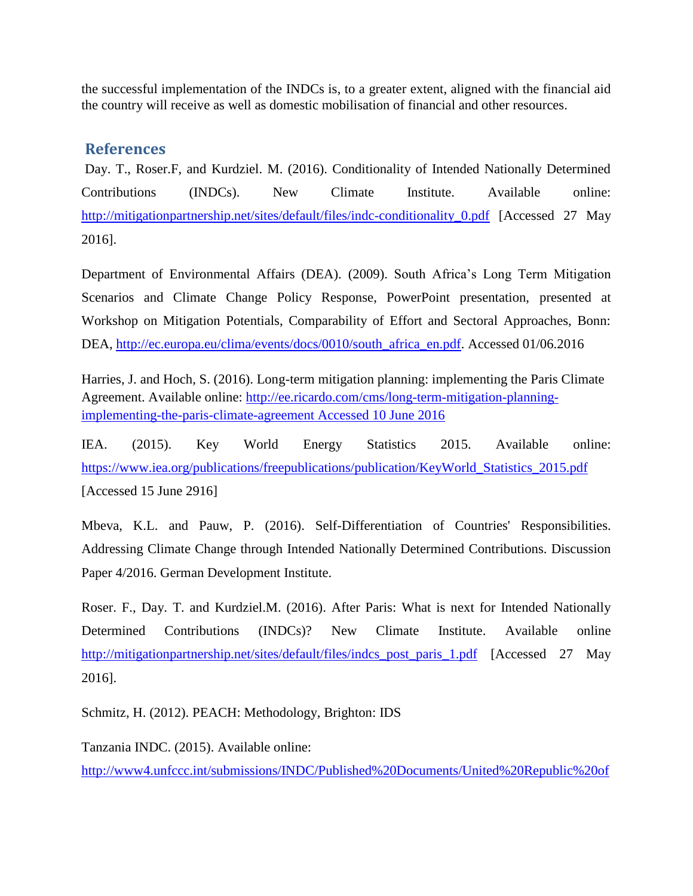the successful implementation of the INDCs is, to a greater extent, aligned with the financial aid the country will receive as well as domestic mobilisation of financial and other resources.

## References

Day. T., Roser.F, and Kurdziel. M. (2016). Conditionality of Intended Nationally Determined Contributions (INDCs). New Climate Institute. Available online: http://mitigationpartnership.net/sites/default/files/indc-conditionality_0.pdf [Accessed 27 May 2016].

Department of Environmental Affairs (DEA). (2009). South Africa's Long Term Mitigation Scenarios and Climate Change Policy Response, PowerPoint presentation, presented at Workshop on Mitigation Potentials, Comparability of Effort and Sectoral Approaches, Bonn: DEA, http://ec.europa.eu/clima/events/docs/0010/south_africa_en.pdf. Accessed 01/06.2016

Harries, J. and Hoch, S. (2016). Long-term mitigation planning: implementing the Paris Climate Agreement. Available online: http://ee.ricardo.com/cms/long-term-mitigation-planning-implementing-the-paris-climate-agreement Accessed 10 June 2016

IEA. (2015). Key World Energy Statistics 2015. Available online: https://www.iea.org/publications/freepublications/publication/KeyWorld_Statistics_2015.pdf [Accessed 15 June 2916]

Mbeva, K.L. and Pauw, P. (2016). Self-Differentiation of Countries' Responsibilities. Addressing Climate Change through Intended Nationally Determined Contributions. Discussion Paper 4/2016. German Development Institute.

Roser. F., Day. T. and Kurdziel.M. (2016). After Paris: What is next for Intended Nationally Determined Contributions (INDCs)? New Climate Institute. Available online http://mitigationpartnership.net/sites/default/files/indcs_post_paris_1.pdf [Accessed 27 May 2016].

Schmitz, H. (2012). PEACH: Methodology, Brighton: IDS

Tanzania INDC. (2015). Available online: http://www4.unfccc.int/submissions/INDC/Published%20Documents/United%20Republic%20of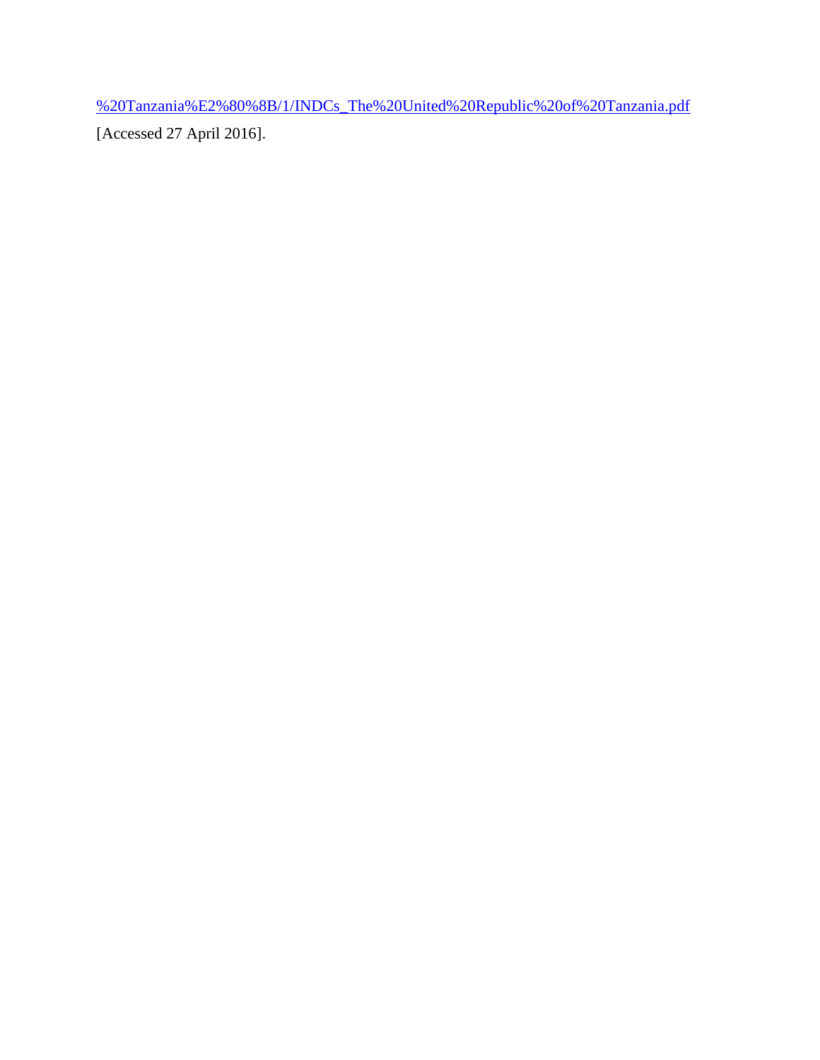%20Tanzania%E2%80%8B/1/INDCs_The%20United%20Republic%20of%20Tanzania.pdf
[Accessed 27 April 2016].